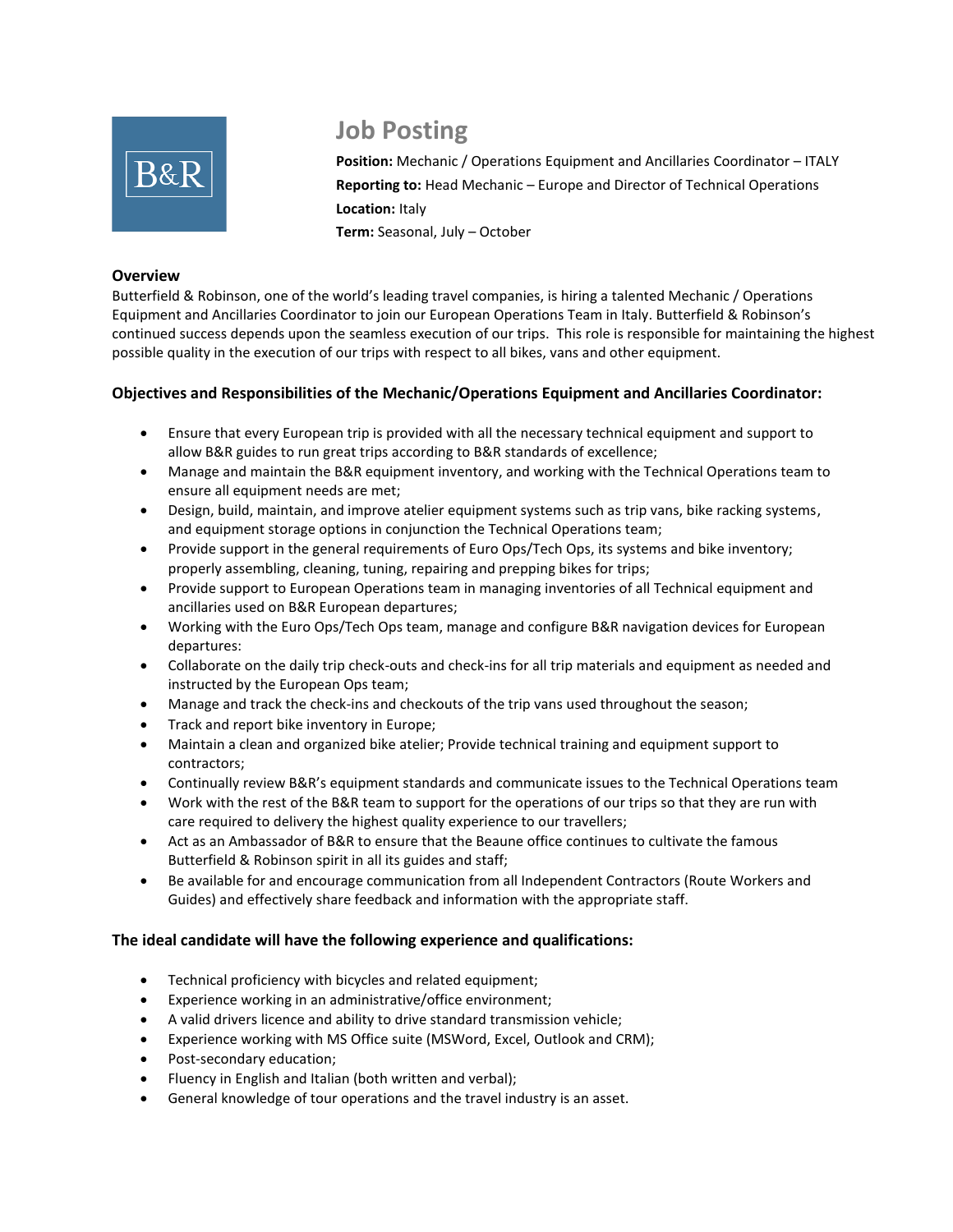B&R

# Job Posting

**Position:** Mechanic / Operations Equipment and Ancillaries Coordinator – ITALY
**Reporting to:** Head Mechanic – Europe and Director of Technical Operations
**Location:** Italy
**Term:** Seasonal, July – October

## Overview

Butterfield & Robinson, one of the world's leading travel companies, is hiring a talented Mechanic / Operations Equipment and Ancillaries Coordinator to join our European Operations Team in Italy. Butterfield & Robinson's continued success depends upon the seamless execution of our trips. This role is responsible for maintaining the highest possible quality in the execution of our trips with respect to all bikes, vans and other equipment.

## Objectives and Responsibilities of the Mechanic/Operations Equipment and Ancillaries Coordinator:

- Ensure that every European trip is provided with all the necessary technical equipment and support to allow B&R guides to run great trips according to B&R standards of excellence;
- Manage and maintain the B&R equipment inventory, and working with the Technical Operations team to ensure all equipment needs are met;
- Design, build, maintain, and improve atelier equipment systems such as trip vans, bike racking systems, and equipment storage options in conjunction the Technical Operations team;
- Provide support in the general requirements of Euro Ops/Tech Ops, its systems and bike inventory; properly assembling, cleaning, tuning, repairing and prepping bikes for trips;
- Provide support to European Operations team in managing inventories of all Technical equipment and ancillaries used on B&R European departures;
- Working with the Euro Ops/Tech Ops team, manage and configure B&R navigation devices for European departures:
- Collaborate on the daily trip check-outs and check-ins for all trip materials and equipment as needed and instructed by the European Ops team;
- Manage and track the check-ins and checkouts of the trip vans used throughout the season;
- Track and report bike inventory in Europe;
- Maintain a clean and organized bike atelier; Provide technical training and equipment support to contractors;
- Continually review B&R's equipment standards and communicate issues to the Technical Operations team
- Work with the rest of the B&R team to support for the operations of our trips so that they are run with care required to delivery the highest quality experience to our travellers;
- Act as an Ambassador of B&R to ensure that the Beaune office continues to cultivate the famous Butterfield & Robinson spirit in all its guides and staff;
- Be available for and encourage communication from all Independent Contractors (Route Workers and Guides) and effectively share feedback and information with the appropriate staff.

## The ideal candidate will have the following experience and qualifications:

- Technical proficiency with bicycles and related equipment;
- Experience working in an administrative/office environment;
- A valid drivers licence and ability to drive standard transmission vehicle;
- Experience working with MS Office suite (MSWord, Excel, Outlook and CRM);
- Post-secondary education;
- Fluency in English and Italian (both written and verbal);
- General knowledge of tour operations and the travel industry is an asset.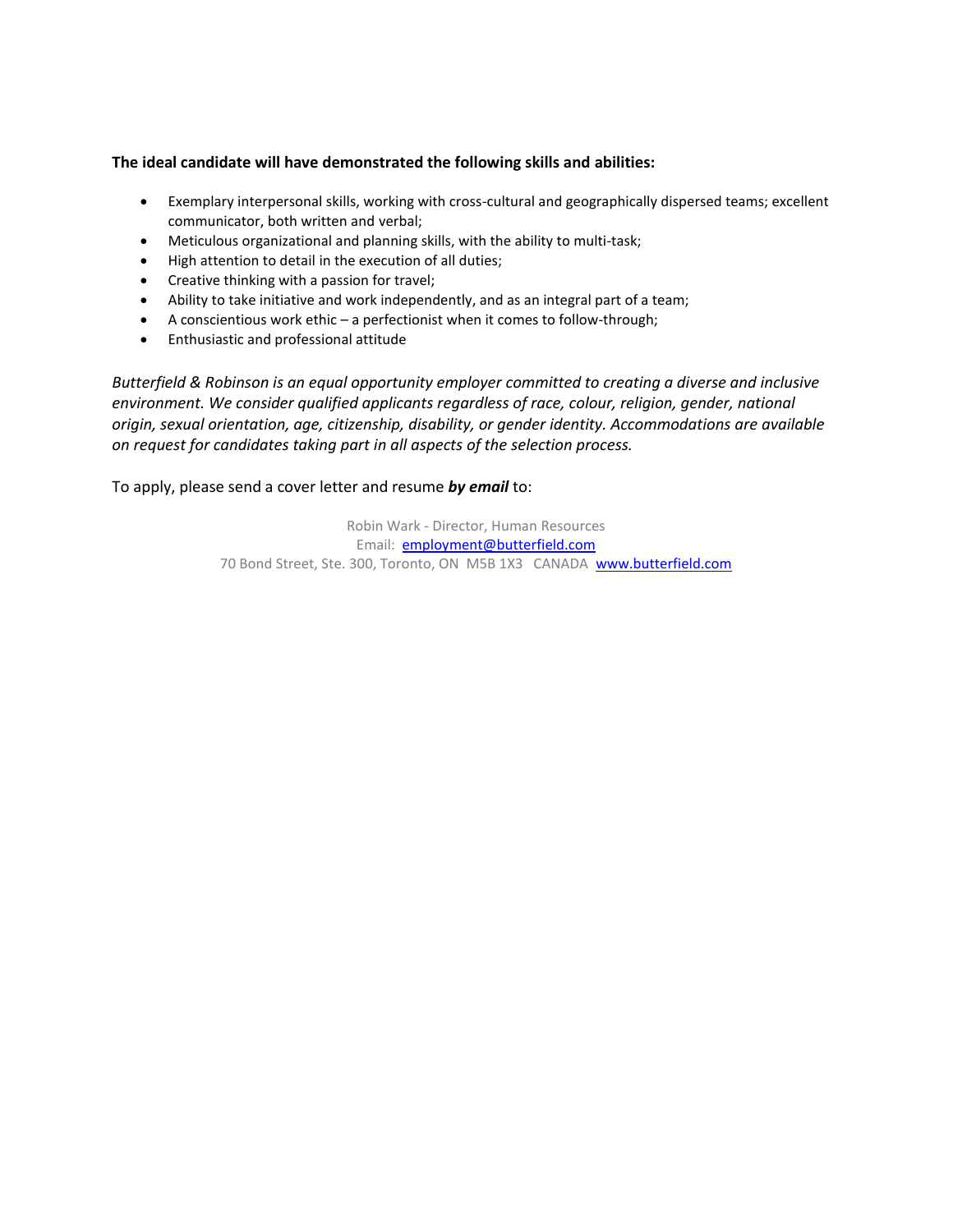**The ideal candidate will have demonstrated the following skills and abilities:**

- Exemplary interpersonal skills, working with cross-cultural and geographically dispersed teams; excellent communicator, both written and verbal;
- Meticulous organizational and planning skills, with the ability to multi-task;
- High attention to detail in the execution of all duties;
- Creative thinking with a passion for travel;
- Ability to take initiative and work independently, and as an integral part of a team;
- A conscientious work ethic – a perfectionist when it comes to follow-through;
- Enthusiastic and professional attitude

*Butterfield & Robinson is an equal opportunity employer committed to creating a diverse and inclusive environment. We consider qualified applicants regardless of race, colour, religion, gender, national origin, sexual orientation, age, citizenship, disability, or gender identity. Accommodations are available on request for candidates taking part in all aspects of the selection process.*

To apply, please send a cover letter and resume ***by email*** to:

Robin Wark - Director, Human Resources
Email: employment@butterfield.com
70 Bond Street, Ste. 300, Toronto, ON M5B 1X3 CANADA www.butterfield.com